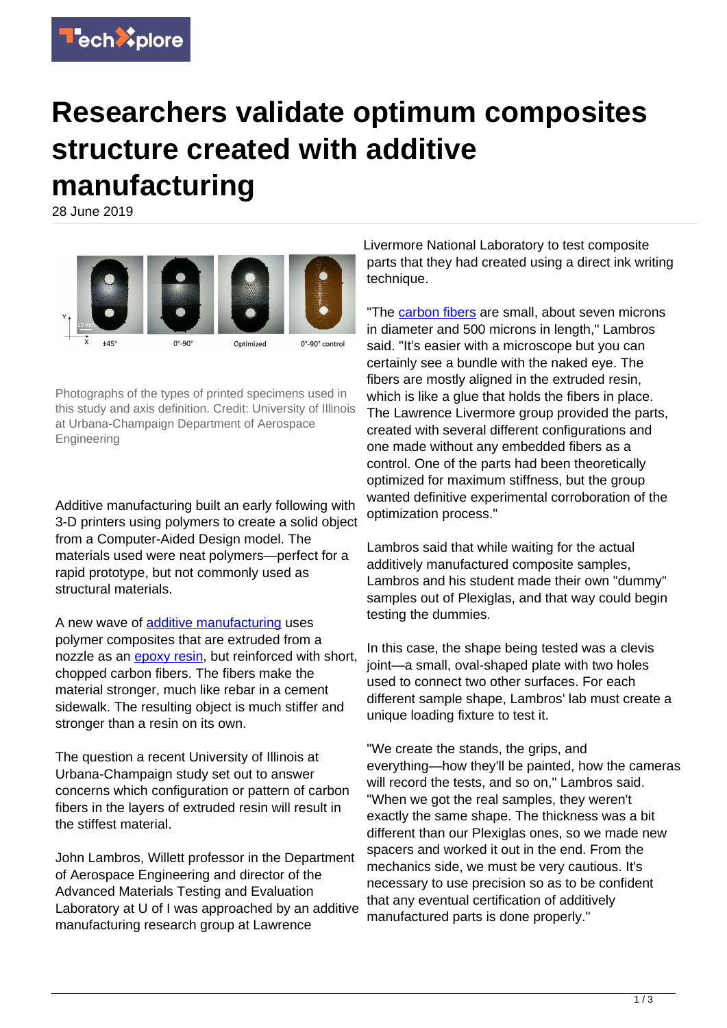# Researchers validate optimum composites structure created with additive manufacturing

28 June 2019

Photographs of the types of printed specimens used in this study and axis definition. Credit: University of Illinois at Urbana-Champaign Department of Aerospace Engineering

Additive manufacturing built an early following with 3-D printers using polymers to create a solid object from a Computer-Aided Design model. The materials used were neat polymers—perfect for a rapid prototype, but not commonly used as structural materials.

A new wave of additive manufacturing uses polymer composites that are extruded from a nozzle as an epoxy resin, but reinforced with short, chopped carbon fibers. The fibers make the material stronger, much like rebar in a cement sidewalk. The resulting object is much stiffer and stronger than a resin on its own.

The question a recent University of Illinois at Urbana-Champaign study set out to answer concerns which configuration or pattern of carbon fibers in the layers of extruded resin will result in the stiffest material.

John Lambros, Willett professor in the Department of Aerospace Engineering and director of the Advanced Materials Testing and Evaluation Laboratory at U of I was approached by an additive manufacturing research group at Lawrence Livermore National Laboratory to test composite parts that they had created using a direct ink writing technique.

"The carbon fibers are small, about seven microns in diameter and 500 microns in length," Lambros said. "It's easier with a microscope but you can certainly see a bundle with the naked eye. The fibers are mostly aligned in the extruded resin, which is like a glue that holds the fibers in place. The Lawrence Livermore group provided the parts, created with several different configurations and one made without any embedded fibers as a control. One of the parts had been theoretically optimized for maximum stiffness, but the group wanted definitive experimental corroboration of the optimization process."

Lambros said that while waiting for the actual additively manufactured composite samples, Lambros and his student made their own "dummy" samples out of Plexiglas, and that way could begin testing the dummies.

In this case, the shape being tested was a clevis joint—a small, oval-shaped plate with two holes used to connect two other surfaces. For each different sample shape, Lambros' lab must create a unique loading fixture to test it.

"We create the stands, the grips, and everything—how they'll be painted, how the cameras will record the tests, and so on," Lambros said. "When we got the real samples, they weren't exactly the same shape. The thickness was a bit different than our Plexiglas ones, so we made new spacers and worked it out in the end. From the mechanics side, we must be very cautious. It's necessary to use precision so as to be confident that any eventual certification of additively manufactured parts is done properly."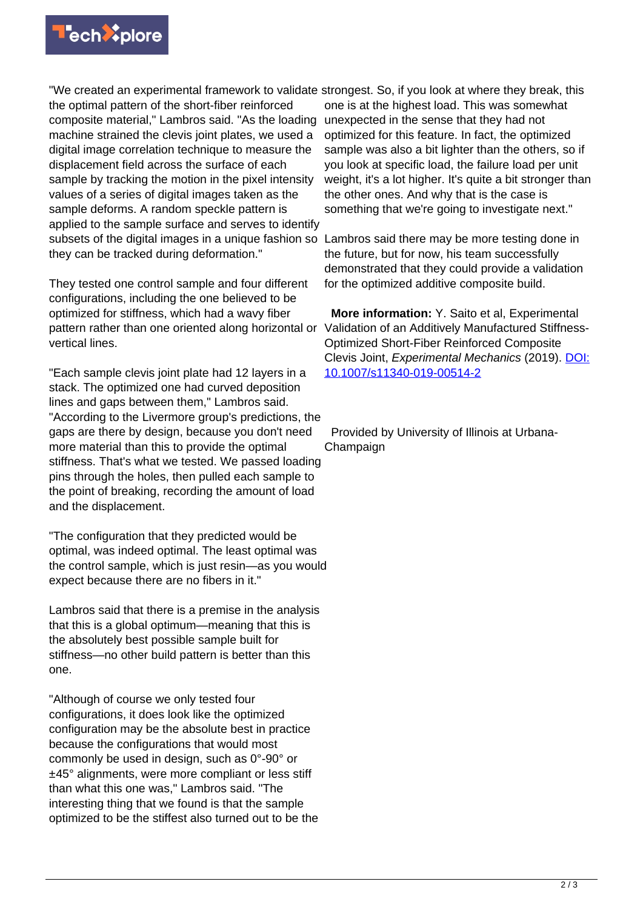"We created an experimental framework to validate the optimal pattern of the short-fiber reinforced composite material," Lambros said. "As the loading machine strained the clevis joint plates, we used a digital image correlation technique to measure the displacement field across the surface of each sample by tracking the motion in the pixel intensity values of a series of digital images taken as the sample deforms. A random speckle pattern is applied to the sample surface and serves to identify subsets of the digital images in a unique fashion so they can be tracked during deformation."

They tested one control sample and four different configurations, including the one believed to be optimized for stiffness, which had a wavy fiber pattern rather than one oriented along horizontal or vertical lines.

"Each sample clevis joint plate had 12 layers in a stack. The optimized one had curved deposition lines and gaps between them," Lambros said. "According to the Livermore group's predictions, the gaps are there by design, because you don't need more material than this to provide the optimal stiffness. That's what we tested. We passed loading pins through the holes, then pulled each sample to the point of breaking, recording the amount of load and the displacement.

"The configuration that they predicted would be optimal, was indeed optimal. The least optimal was the control sample, which is just resin—as you would expect because there are no fibers in it."

Lambros said that there is a premise in the analysis that this is a global optimum—meaning that this is the absolutely best possible sample built for stiffness—no other build pattern is better than this one.

"Although of course we only tested four configurations, it does look like the optimized configuration may be the absolute best in practice because the configurations that would most commonly be used in design, such as 0°-90° or ±45° alignments, were more compliant or less stiff than what this one was," Lambros said. "The interesting thing that we found is that the sample optimized to be the stiffest also turned out to be the strongest. So, if you look at where they break, this one is at the highest load. This was somewhat unexpected in the sense that they had not optimized for this feature. In fact, the optimized sample was also a bit lighter than the others, so if you look at specific load, the failure load per unit weight, it's a lot higher. It's quite a bit stronger than the other ones. And why that is the case is something that we're going to investigate next."

Lambros said there may be more testing done in the future, but for now, his team successfully demonstrated that they could provide a validation for the optimized additive composite build.

**More information:** Y. Saito et al, Experimental Validation of an Additively Manufactured Stiffness-Optimized Short-Fiber Reinforced Composite Clevis Joint, *Experimental Mechanics* (2019). DOI: 10.1007/s11340-019-00514-2

Provided by University of Illinois at Urbana-Champaign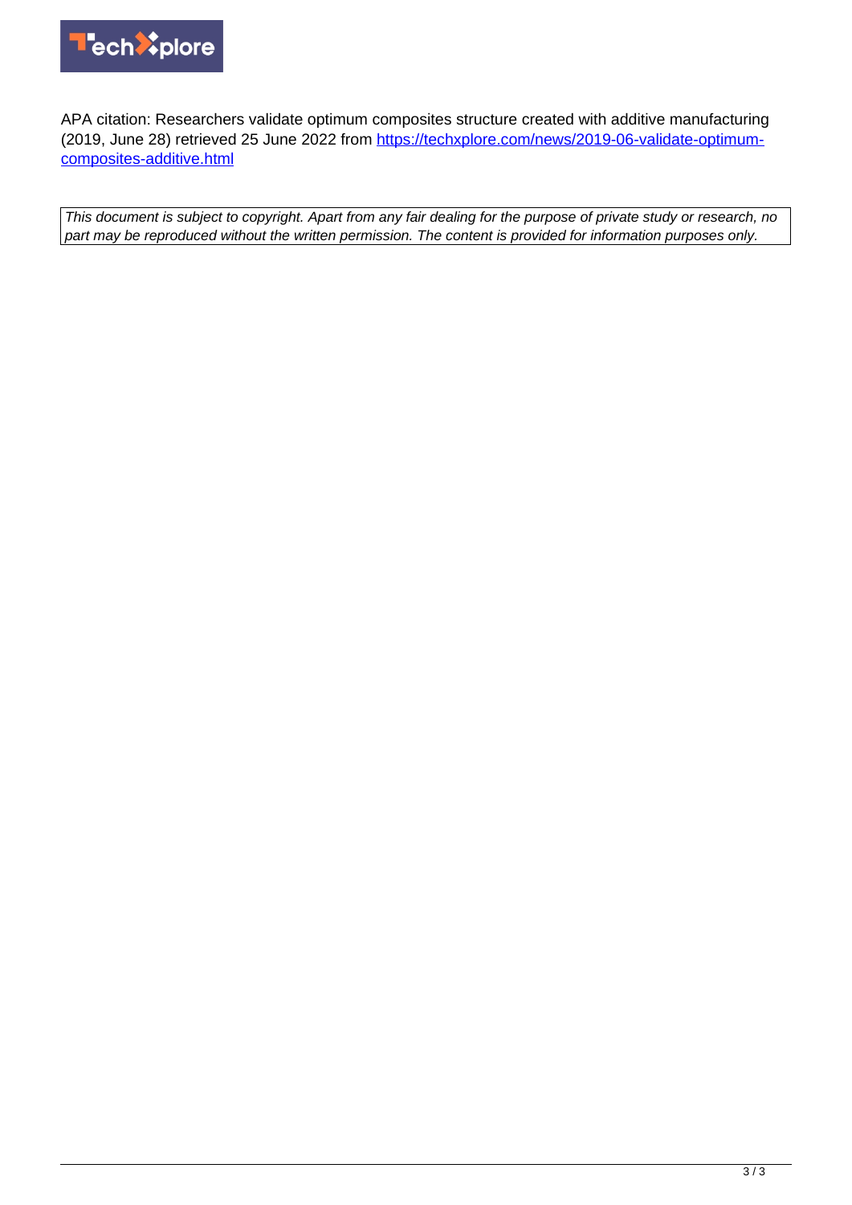APA citation: Researchers validate optimum composites structure created with additive manufacturing (2019, June 28) retrieved 25 June 2022 from https://techxplore.com/news/2019-06-validate-optimum-composites-additive.html

*This document is subject to copyright. Apart from any fair dealing for the purpose of private study or research, no part may be reproduced without the written permission. The content is provided for information purposes only.*